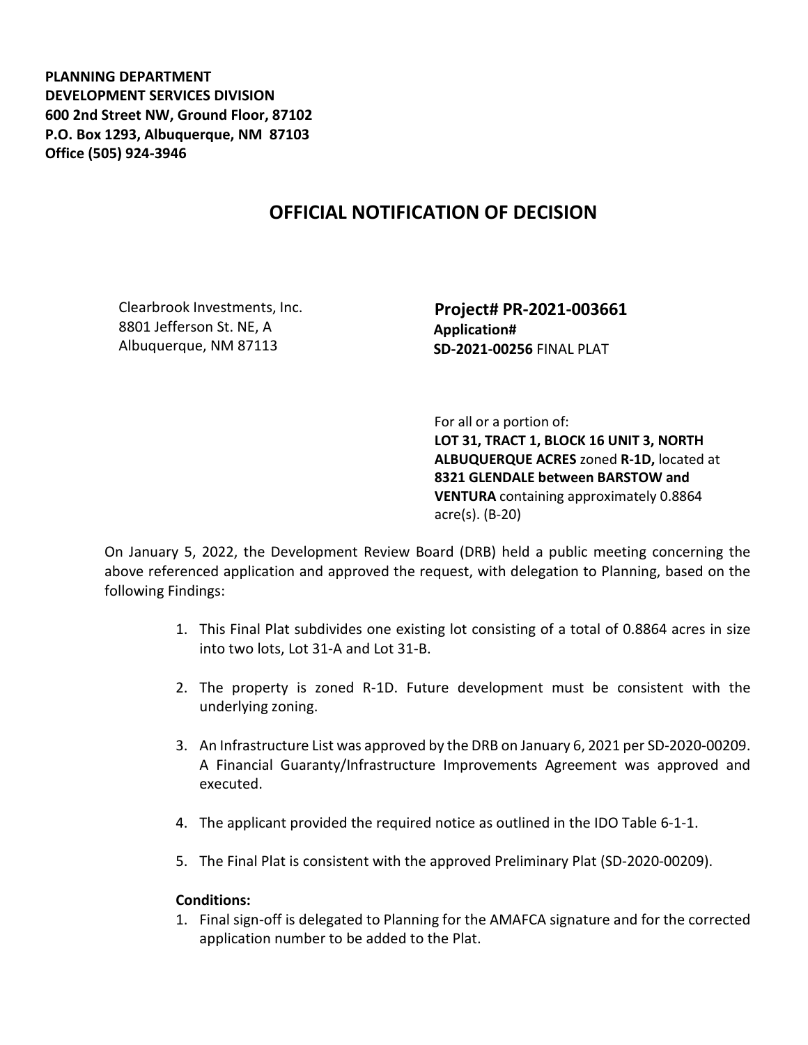**PLANNING DEPARTMENT**
**DEVELOPMENT SERVICES DIVISION**
**600 2nd Street NW, Ground Floor, 87102**
**P.O. Box 1293, Albuquerque, NM 87103**
**Office (505) 924-3946**

# OFFICIAL NOTIFICATION OF DECISION

Clearbrook Investments, Inc.
8801 Jefferson St. NE, A
Albuquerque, NM 87113

**Project# PR-2021-003661**
**Application#**
**SD-2021-00256** FINAL PLAT

For all or a portion of:
**LOT 31, TRACT 1, BLOCK 16 UNIT 3, NORTH ALBUQUERQUE ACRES** zoned **R-1D,** located at **8321 GLENDALE between BARSTOW and VENTURA** containing approximately 0.8864 acre(s). (B-20)

On January 5, 2022, the Development Review Board (DRB) held a public meeting concerning the above referenced application and approved the request, with delegation to Planning, based on the following Findings:

1. This Final Plat subdivides one existing lot consisting of a total of 0.8864 acres in size into two lots, Lot 31-A and Lot 31-B.
2. The property is zoned R-1D. Future development must be consistent with the underlying zoning.
3. An Infrastructure List was approved by the DRB on January 6, 2021 per SD-2020-00209. A Financial Guaranty/Infrastructure Improvements Agreement was approved and executed.
4. The applicant provided the required notice as outlined in the IDO Table 6-1-1.
5. The Final Plat is consistent with the approved Preliminary Plat (SD-2020-00209).

**Conditions:**

1. Final sign-off is delegated to Planning for the AMAFCA signature and for the corrected application number to be added to the Plat.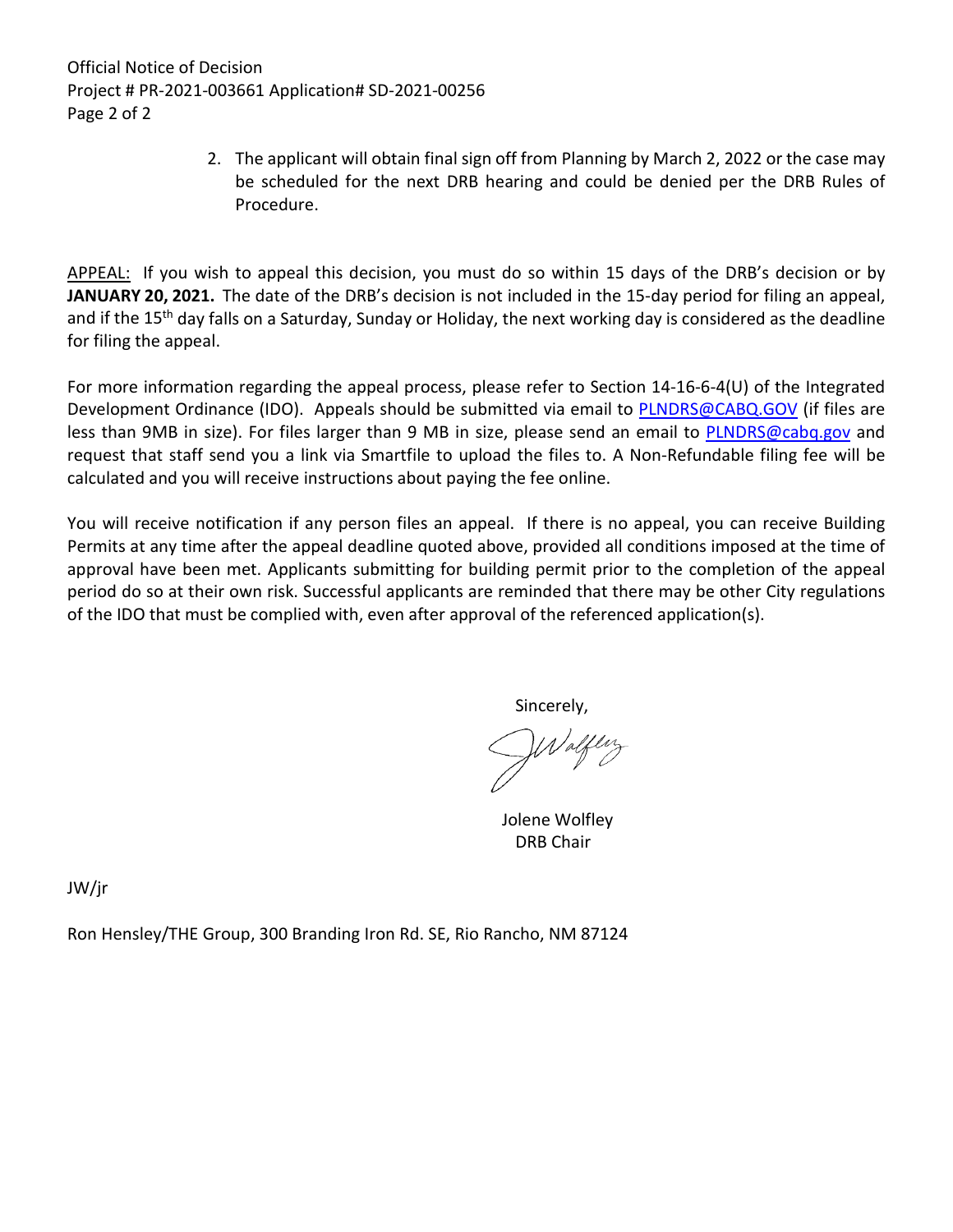2. The applicant will obtain final sign off from Planning by March 2, 2022 or the case may be scheduled for the next DRB hearing and could be denied per the DRB Rules of Procedure.

APPEAL: If you wish to appeal this decision, you must do so within 15 days of the DRB's decision or by **JANUARY 20, 2021.** The date of the DRB's decision is not included in the 15-day period for filing an appeal, and if the 15th day falls on a Saturday, Sunday or Holiday, the next working day is considered as the deadline for filing the appeal.

For more information regarding the appeal process, please refer to Section 14-16-6-4(U) of the Integrated Development Ordinance (IDO). Appeals should be submitted via email to PLNDRS@CABQ.GOV (if files are less than 9MB in size). For files larger than 9 MB in size, please send an email to PLNDRS@cabq.gov and request that staff send you a link via Smartfile to upload the files to. A Non-Refundable filing fee will be calculated and you will receive instructions about paying the fee online.

You will receive notification if any person files an appeal. If there is no appeal, you can receive Building Permits at any time after the appeal deadline quoted above, provided all conditions imposed at the time of approval have been met. Applicants submitting for building permit prior to the completion of the appeal period do so at their own risk. Successful applicants are reminded that there may be other City regulations of the IDO that must be complied with, even after approval of the referenced application(s).

Sincerely,

JWolfley

Jolene Wolfley
DRB Chair

JW/jr

Ron Hensley/THE Group, 300 Branding Iron Rd. SE, Rio Rancho, NM 87124